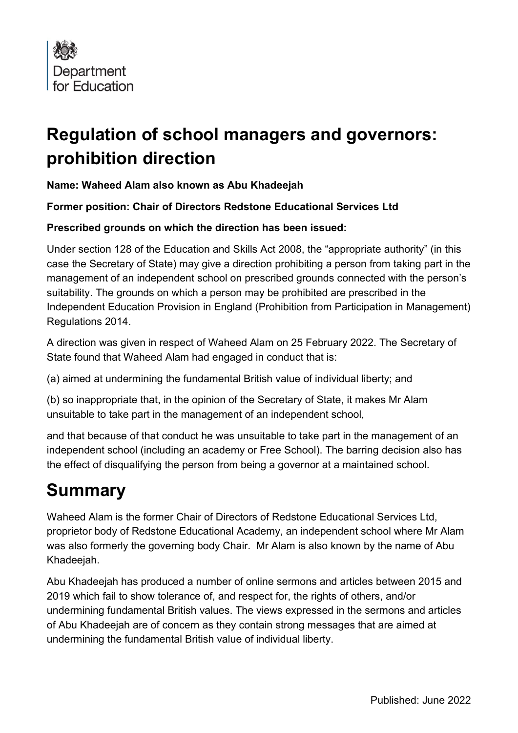Department for Education

# Regulation of school managers and governors: prohibition direction

**Name: Waheed Alam also known as Abu Khadeejah**

**Former position: Chair of Directors Redstone Educational Services Ltd**

**Prescribed grounds on which the direction has been issued:**

Under section 128 of the Education and Skills Act 2008, the "appropriate authority" (in this case the Secretary of State) may give a direction prohibiting a person from taking part in the management of an independent school on prescribed grounds connected with the person's suitability. The grounds on which a person may be prohibited are prescribed in the Independent Education Provision in England (Prohibition from Participation in Management) Regulations 2014.

A direction was given in respect of Waheed Alam on 25 February 2022. The Secretary of State found that Waheed Alam had engaged in conduct that is:

(a) aimed at undermining the fundamental British value of individual liberty; and

(b) so inappropriate that, in the opinion of the Secretary of State, it makes Mr Alam unsuitable to take part in the management of an independent school,

and that because of that conduct he was unsuitable to take part in the management of an independent school (including an academy or Free School). The barring decision also has the effect of disqualifying the person from being a governor at a maintained school.

# Summary

Waheed Alam is the former Chair of Directors of Redstone Educational Services Ltd, proprietor body of Redstone Educational Academy, an independent school where Mr Alam was also formerly the governing body Chair. Mr Alam is also known by the name of Abu Khadeejah.

Abu Khadeejah has produced a number of online sermons and articles between 2015 and 2019 which fail to show tolerance of, and respect for, the rights of others, and/or undermining fundamental British values. The views expressed in the sermons and articles of Abu Khadeejah are of concern as they contain strong messages that are aimed at undermining the fundamental British value of individual liberty.

Published: June 2022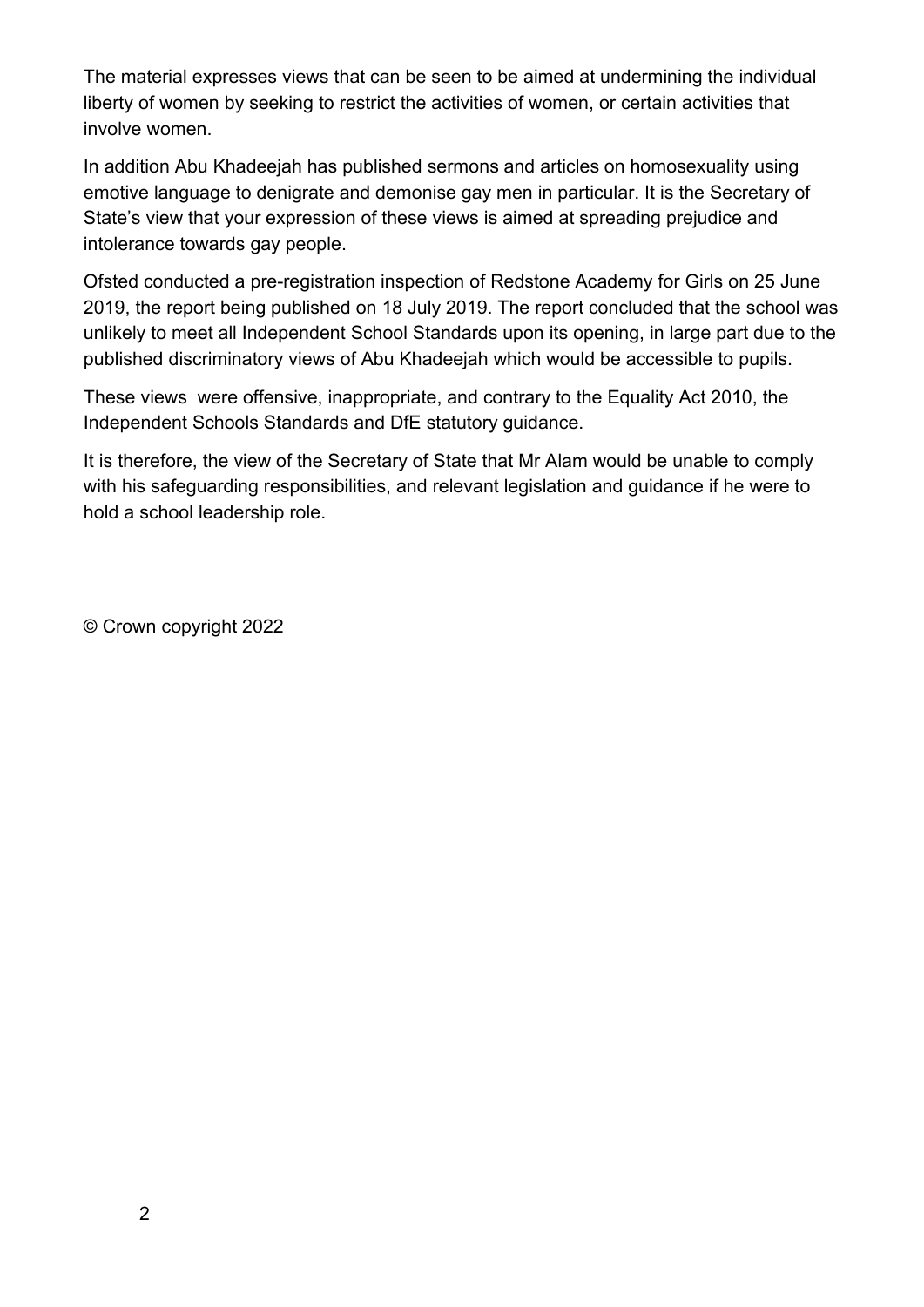The material expresses views that can be seen to be aimed at undermining the individual liberty of women by seeking to restrict the activities of women, or certain activities that involve women.

In addition Abu Khadeejah has published sermons and articles on homosexuality using emotive language to denigrate and demonise gay men in particular. It is the Secretary of State's view that your expression of these views is aimed at spreading prejudice and intolerance towards gay people.

Ofsted conducted a pre-registration inspection of Redstone Academy for Girls on 25 June 2019, the report being published on 18 July 2019. The report concluded that the school was unlikely to meet all Independent School Standards upon its opening, in large part due to the published discriminatory views of Abu Khadeejah which would be accessible to pupils.

These views were offensive, inappropriate, and contrary to the Equality Act 2010, the Independent Schools Standards and DfE statutory guidance.

It is therefore, the view of the Secretary of State that Mr Alam would be unable to comply with his safeguarding responsibilities, and relevant legislation and guidance if he were to hold a school leadership role.

© Crown copyright 2022